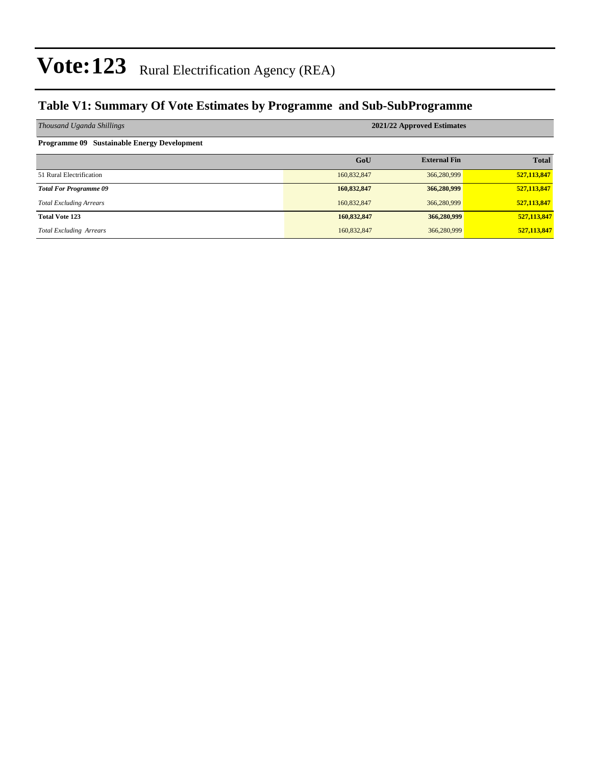# Vote:123 Rural Electrification Agency (REA)

## Table V1: Summary Of Vote Estimates by Programme and Sub-SubProgramme

| *Thousand Uganda Shillings* | 2021/22 Approved Estimates | | |
|---|---|---|---|
| **Programme 09 Sustainable Energy Development** | | | |
| | **GoU** | **External Fin** | **Total** |
| 51 Rural Electrification | 160,832,847 | 366,280,999 | **527,113,847** |
| ***Total For Programme 09*** | **160,832,847** | **366,280,999** | **527,113,847** |
| *Total Excluding Arrears* | 160,832,847 | 366,280,999 | **527,113,847** |
| **Total Vote 123** | **160,832,847** | **366,280,999** | **527,113,847** |
| *Total Excluding Arrears* | 160,832,847 | 366,280,999 | **527,113,847** |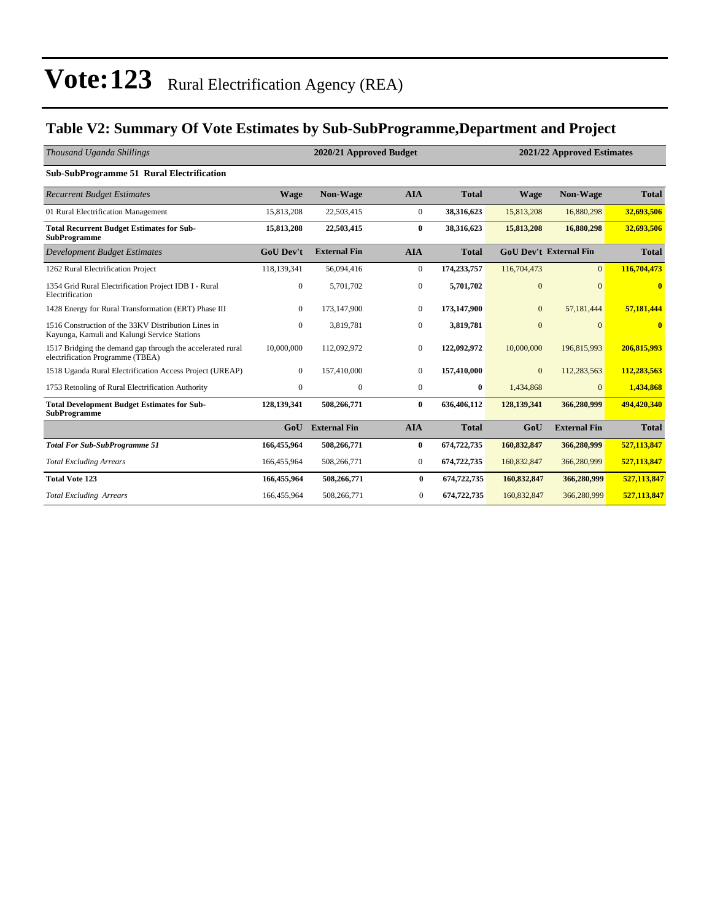# Vote:123 Rural Electrification Agency (REA)

## Table V2: Summary Of Vote Estimates by Sub-SubProgramme,Department and Project

| *Thousand Uganda Shillings* | 2020/21 Approved Budget | | | | 2021/22 Approved Estimates | | |
|---|---|---|---|---|---|---|---|
| **Sub-SubProgramme 51 Rural Electrification** | | | | | | | |
| *Recurrent Budget Estimates* | **Wage** | **Non-Wage** | **AIA** | **Total** | **Wage** | **Non-Wage** | **Total** |
| 01 Rural Electrification Management | 15,813,208 | 22,503,415 | 0 | **38,316,623** | 15,813,208 | 16,880,298 | **32,693,506** |
| **Total Recurrent Budget Estimates for Sub-SubProgramme** | **15,813,208** | **22,503,415** | **0** | **38,316,623** | **15,813,208** | **16,880,298** | **32,693,506** |
| *Development Budget Estimates* | **GoU Dev't** | **External Fin** | **AIA** | **Total** | **GoU Dev't** | **External Fin** | **Total** |
| 1262 Rural Electrification Project | 118,139,341 | 56,094,416 | 0 | **174,233,757** | 116,704,473 | 0 | **116,704,473** |
| 1354 Grid Rural Electrification Project IDB I - Rural Electrification | 0 | 5,701,702 | 0 | **5,701,702** | 0 | 0 | **0** |
| 1428 Energy for Rural Transformation (ERT) Phase III | 0 | 173,147,900 | 0 | **173,147,900** | 0 | 57,181,444 | **57,181,444** |
| 1516 Construction of the 33KV Distribution Lines in Kayunga, Kamuli and Kalungi Service Stations | 0 | 3,819,781 | 0 | **3,819,781** | 0 | 0 | **0** |
| 1517 Bridging the demand gap through the accelerated rural electrification Programme (TBEA) | 10,000,000 | 112,092,972 | 0 | **122,092,972** | 10,000,000 | 196,815,993 | **206,815,993** |
| 1518 Uganda Rural Electrification Access Project (UREAP) | 0 | 157,410,000 | 0 | **157,410,000** | 0 | 112,283,563 | **112,283,563** |
| 1753 Retooling of Rural Electrification Authority | 0 | 0 | 0 | **0** | 1,434,868 | 0 | **1,434,868** |
| **Total Development Budget Estimates for Sub-SubProgramme** | **128,139,341** | **508,266,771** | **0** | **636,406,112** | **128,139,341** | **366,280,999** | **494,420,340** |
| | **GoU** | **External Fin** | **AIA** | **Total** | **GoU** | **External Fin** | **Total** |
| ***Total For Sub-SubProgramme 51*** | **166,455,964** | **508,266,771** | **0** | **674,722,735** | **160,832,847** | **366,280,999** | **527,113,847** |
| *Total Excluding Arrears* | 166,455,964 | 508,266,771 | 0 | 674,722,735 | 160,832,847 | 366,280,999 | 527,113,847 |
| **Total Vote 123** | **166,455,964** | **508,266,771** | **0** | **674,722,735** | **160,832,847** | **366,280,999** | **527,113,847** |
| *Total Excluding Arrears* | 166,455,964 | 508,266,771 | 0 | 674,722,735 | 160,832,847 | 366,280,999 | 527,113,847 |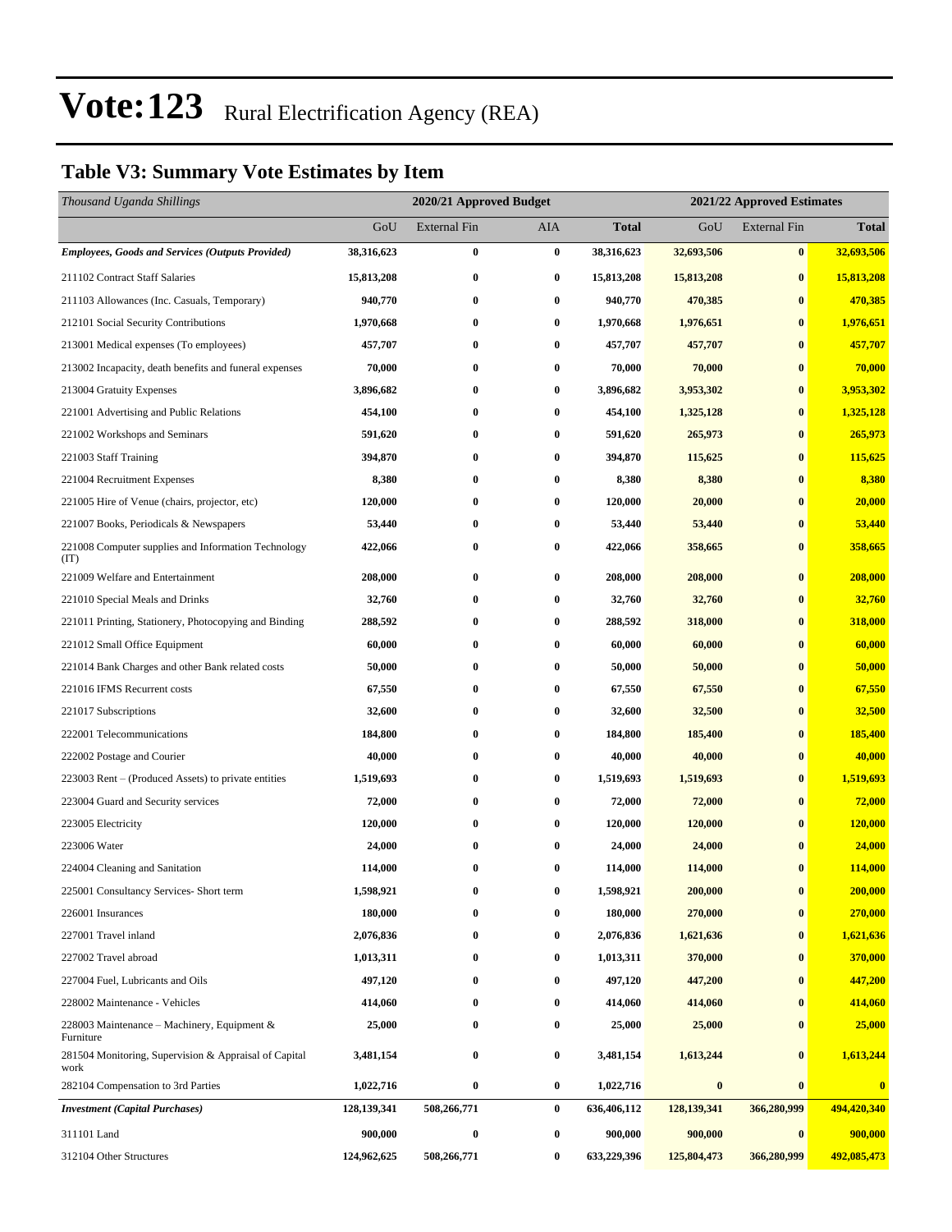# Vote:123 Rural Electrification Agency (REA)

## Table V3: Summary Vote Estimates by Item

| *Thousand Uganda Shillings* | 2020/21 Approved Budget | | | | 2021/22 Approved Estimates | | |
|---|---|---|---|---|---|---|---|
| | GoU | External Fin | AIA | **Total** | GoU | External Fin | **Total** |
| ***Employees, Goods and Services (Outputs Provided)*** | **38,316,623** | **0** | **0** | **38,316,623** | **32,693,506** | **0** | **32,693,506** |
| 211102 Contract Staff Salaries | **15,813,208** | **0** | **0** | **15,813,208** | **15,813,208** | **0** | **15,813,208** |
| 211103 Allowances (Inc. Casuals, Temporary) | **940,770** | **0** | **0** | **940,770** | **470,385** | **0** | **470,385** |
| 212101 Social Security Contributions | **1,970,668** | **0** | **0** | **1,970,668** | **1,976,651** | **0** | **1,976,651** |
| 213001 Medical expenses (To employees) | **457,707** | **0** | **0** | **457,707** | **457,707** | **0** | **457,707** |
| 213002 Incapacity, death benefits and funeral expenses | **70,000** | **0** | **0** | **70,000** | **70,000** | **0** | **70,000** |
| 213004 Gratuity Expenses | **3,896,682** | **0** | **0** | **3,896,682** | **3,953,302** | **0** | **3,953,302** |
| 221001 Advertising and Public Relations | **454,100** | **0** | **0** | **454,100** | **1,325,128** | **0** | **1,325,128** |
| 221002 Workshops and Seminars | **591,620** | **0** | **0** | **591,620** | **265,973** | **0** | **265,973** |
| 221003 Staff Training | **394,870** | **0** | **0** | **394,870** | **115,625** | **0** | **115,625** |
| 221004 Recruitment Expenses | **8,380** | **0** | **0** | **8,380** | **8,380** | **0** | **8,380** |
| 221005 Hire of Venue (chairs, projector, etc) | **120,000** | **0** | **0** | **120,000** | **20,000** | **0** | **20,000** |
| 221007 Books, Periodicals & Newspapers | **53,440** | **0** | **0** | **53,440** | **53,440** | **0** | **53,440** |
| 221008 Computer supplies and Information Technology (IT) | **422,066** | **0** | **0** | **422,066** | **358,665** | **0** | **358,665** |
| 221009 Welfare and Entertainment | **208,000** | **0** | **0** | **208,000** | **208,000** | **0** | **208,000** |
| 221010 Special Meals and Drinks | **32,760** | **0** | **0** | **32,760** | **32,760** | **0** | **32,760** |
| 221011 Printing, Stationery, Photocopying and Binding | **288,592** | **0** | **0** | **288,592** | **318,000** | **0** | **318,000** |
| 221012 Small Office Equipment | **60,000** | **0** | **0** | **60,000** | **60,000** | **0** | **60,000** |
| 221014 Bank Charges and other Bank related costs | **50,000** | **0** | **0** | **50,000** | **50,000** | **0** | **50,000** |
| 221016 IFMS Recurrent costs | **67,550** | **0** | **0** | **67,550** | **67,550** | **0** | **67,550** |
| 221017 Subscriptions | **32,600** | **0** | **0** | **32,600** | **32,500** | **0** | **32,500** |
| 222001 Telecommunications | **184,800** | **0** | **0** | **184,800** | **185,400** | **0** | **185,400** |
| 222002 Postage and Courier | **40,000** | **0** | **0** | **40,000** | **40,000** | **0** | **40,000** |
| 223003 Rent – (Produced Assets) to private entities | **1,519,693** | **0** | **0** | **1,519,693** | **1,519,693** | **0** | **1,519,693** |
| 223004 Guard and Security services | **72,000** | **0** | **0** | **72,000** | **72,000** | **0** | **72,000** |
| 223005 Electricity | **120,000** | **0** | **0** | **120,000** | **120,000** | **0** | **120,000** |
| 223006 Water | **24,000** | **0** | **0** | **24,000** | **24,000** | **0** | **24,000** |
| 224004 Cleaning and Sanitation | **114,000** | **0** | **0** | **114,000** | **114,000** | **0** | **114,000** |
| 225001 Consultancy Services- Short term | **1,598,921** | **0** | **0** | **1,598,921** | **200,000** | **0** | **200,000** |
| 226001 Insurances | **180,000** | **0** | **0** | **180,000** | **270,000** | **0** | **270,000** |
| 227001 Travel inland | **2,076,836** | **0** | **0** | **2,076,836** | **1,621,636** | **0** | **1,621,636** |
| 227002 Travel abroad | **1,013,311** | **0** | **0** | **1,013,311** | **370,000** | **0** | **370,000** |
| 227004 Fuel, Lubricants and Oils | **497,120** | **0** | **0** | **497,120** | **447,200** | **0** | **447,200** |
| 228002 Maintenance - Vehicles | **414,060** | **0** | **0** | **414,060** | **414,060** | **0** | **414,060** |
| 228003 Maintenance – Machinery, Equipment & Furniture | **25,000** | **0** | **0** | **25,000** | **25,000** | **0** | **25,000** |
| 281504 Monitoring, Supervision & Appraisal of Capital work | **3,481,154** | **0** | **0** | **3,481,154** | **1,613,244** | **0** | **1,613,244** |
| 282104 Compensation to 3rd Parties | **1,022,716** | **0** | **0** | **1,022,716** | **0** | **0** | **0** |
| ***Investment (Capital Purchases)*** | **128,139,341** | **508,266,771** | **0** | **636,406,112** | **128,139,341** | **366,280,999** | **494,420,340** |
| 311101 Land | **900,000** | **0** | **0** | **900,000** | **900,000** | **0** | **900,000** |
| 312104 Other Structures | **124,962,625** | **508,266,771** | **0** | **633,229,396** | **125,804,473** | **366,280,999** | **492,085,473** |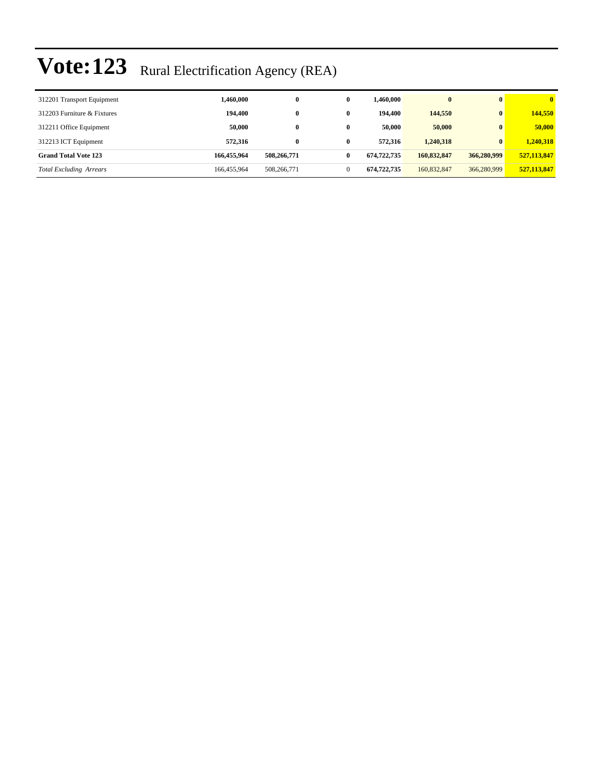# Vote:123 Rural Electrification Agency (REA)

| | | | | | | | |
|---|---|---|---|---|---|---|---|
| 312201 Transport Equipment | **1,460,000** | **0** | **0** | **1,460,000** | **0** | **0** | **0** |
| 312203 Furniture & Fixtures | **194,400** | **0** | **0** | **194,400** | **144,550** | **0** | **144,550** |
| 312211 Office Equipment | **50,000** | **0** | **0** | **50,000** | **50,000** | **0** | **50,000** |
| 312213 ICT Equipment | **572,316** | **0** | **0** | **572,316** | **1,240,318** | **0** | **1,240,318** |
| **Grand Total Vote 123** | **166,455,964** | **508,266,771** | **0** | **674,722,735** | **160,832,847** | **366,280,999** | **527,113,847** |
| *Total Excluding Arrears* | 166,455,964 | 508,266,771 | 0 | **674,722,735** | 160,832,847 | 366,280,999 | **527,113,847** |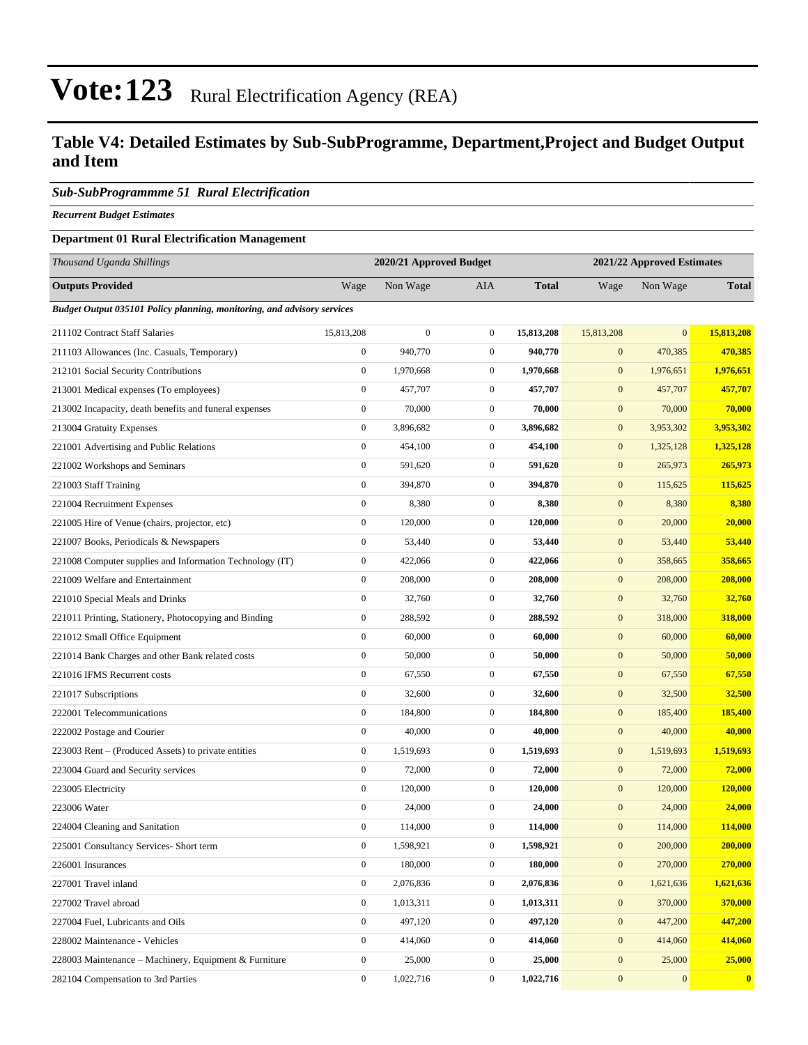# Vote:123 Rural Electrification Agency (REA)

## Table V4: Detailed Estimates by Sub-SubProgramme, Department,Project and Budget Output and Item

### *Sub-SubProgrammme 51 Rural Electrification*

***Recurrent Budget Estimates***

#### Department 01 Rural Electrification Management

| *Thousand Uganda Shillings* | 2020/21 Approved Budget | | | | 2021/22 Approved Estimates | | |
|---|---|---|---|---|---|---|---|
| **Outputs Provided** | Wage | Non Wage | AIA | **Total** | Wage | Non Wage | **Total** |
| ***Budget Output 035101 Policy planning, monitoring, and advisory services*** | | | | | | | |
| 211102 Contract Staff Salaries | 15,813,208 | 0 | 0 | **15,813,208** | 15,813,208 | 0 | **15,813,208** |
| 211103 Allowances (Inc. Casuals, Temporary) | 0 | 940,770 | 0 | **940,770** | 0 | 470,385 | **470,385** |
| 212101 Social Security Contributions | 0 | 1,970,668 | 0 | **1,970,668** | 0 | 1,976,651 | **1,976,651** |
| 213001 Medical expenses (To employees) | 0 | 457,707 | 0 | **457,707** | 0 | 457,707 | **457,707** |
| 213002 Incapacity, death benefits and funeral expenses | 0 | 70,000 | 0 | **70,000** | 0 | 70,000 | **70,000** |
| 213004 Gratuity Expenses | 0 | 3,896,682 | 0 | **3,896,682** | 0 | 3,953,302 | **3,953,302** |
| 221001 Advertising and Public Relations | 0 | 454,100 | 0 | **454,100** | 0 | 1,325,128 | **1,325,128** |
| 221002 Workshops and Seminars | 0 | 591,620 | 0 | **591,620** | 0 | 265,973 | **265,973** |
| 221003 Staff Training | 0 | 394,870 | 0 | **394,870** | 0 | 115,625 | **115,625** |
| 221004 Recruitment Expenses | 0 | 8,380 | 0 | **8,380** | 0 | 8,380 | **8,380** |
| 221005 Hire of Venue (chairs, projector, etc) | 0 | 120,000 | 0 | **120,000** | 0 | 20,000 | **20,000** |
| 221007 Books, Periodicals & Newspapers | 0 | 53,440 | 0 | **53,440** | 0 | 53,440 | **53,440** |
| 221008 Computer supplies and Information Technology (IT) | 0 | 422,066 | 0 | **422,066** | 0 | 358,665 | **358,665** |
| 221009 Welfare and Entertainment | 0 | 208,000 | 0 | **208,000** | 0 | 208,000 | **208,000** |
| 221010 Special Meals and Drinks | 0 | 32,760 | 0 | **32,760** | 0 | 32,760 | **32,760** |
| 221011 Printing, Stationery, Photocopying and Binding | 0 | 288,592 | 0 | **288,592** | 0 | 318,000 | **318,000** |
| 221012 Small Office Equipment | 0 | 60,000 | 0 | **60,000** | 0 | 60,000 | **60,000** |
| 221014 Bank Charges and other Bank related costs | 0 | 50,000 | 0 | **50,000** | 0 | 50,000 | **50,000** |
| 221016 IFMS Recurrent costs | 0 | 67,550 | 0 | **67,550** | 0 | 67,550 | **67,550** |
| 221017 Subscriptions | 0 | 32,600 | 0 | **32,600** | 0 | 32,500 | **32,500** |
| 222001 Telecommunications | 0 | 184,800 | 0 | **184,800** | 0 | 185,400 | **185,400** |
| 222002 Postage and Courier | 0 | 40,000 | 0 | **40,000** | 0 | 40,000 | **40,000** |
| 223003 Rent – (Produced Assets) to private entities | 0 | 1,519,693 | 0 | **1,519,693** | 0 | 1,519,693 | **1,519,693** |
| 223004 Guard and Security services | 0 | 72,000 | 0 | **72,000** | 0 | 72,000 | **72,000** |
| 223005 Electricity | 0 | 120,000 | 0 | **120,000** | 0 | 120,000 | **120,000** |
| 223006 Water | 0 | 24,000 | 0 | **24,000** | 0 | 24,000 | **24,000** |
| 224004 Cleaning and Sanitation | 0 | 114,000 | 0 | **114,000** | 0 | 114,000 | **114,000** |
| 225001 Consultancy Services- Short term | 0 | 1,598,921 | 0 | **1,598,921** | 0 | 200,000 | **200,000** |
| 226001 Insurances | 0 | 180,000 | 0 | **180,000** | 0 | 270,000 | **270,000** |
| 227001 Travel inland | 0 | 2,076,836 | 0 | **2,076,836** | 0 | 1,621,636 | **1,621,636** |
| 227002 Travel abroad | 0 | 1,013,311 | 0 | **1,013,311** | 0 | 370,000 | **370,000** |
| 227004 Fuel, Lubricants and Oils | 0 | 497,120 | 0 | **497,120** | 0 | 447,200 | **447,200** |
| 228002 Maintenance - Vehicles | 0 | 414,060 | 0 | **414,060** | 0 | 414,060 | **414,060** |
| 228003 Maintenance – Machinery, Equipment & Furniture | 0 | 25,000 | 0 | **25,000** | 0 | 25,000 | **25,000** |
| 282104 Compensation to 3rd Parties | 0 | 1,022,716 | 0 | **1,022,716** | 0 | 0 | **0** |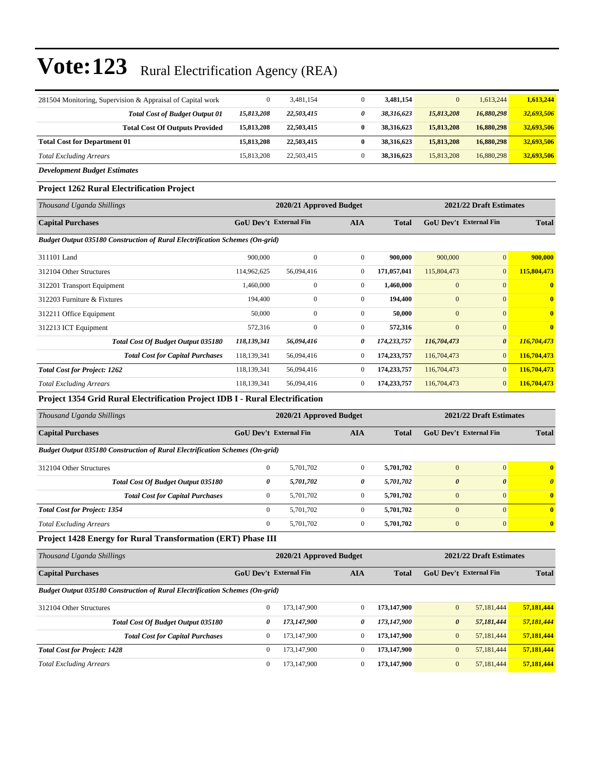# Vote:123 Rural Electrification Agency (REA)

| | | | | | | | |
|---|---|---|---|---|---|---|---|
| 281504 Monitoring, Supervision & Appraisal of Capital work | 0 | 3,481,154 | 0 | **3,481,154** | 0 | 1,613,244 | **1,613,244** |
| ***Total Cost of Budget Output 01*** | ***15,813,208*** | ***22,503,415*** | ***0*** | ***38,316,623*** | ***15,813,208*** | ***16,880,298*** | ***32,693,506*** |
| **Total Cost Of Outputs Provided** | **15,813,208** | **22,503,415** | **0** | **38,316,623** | **15,813,208** | **16,880,298** | **32,693,506** |
| **Total Cost for Department 01** | **15,813,208** | **22,503,415** | **0** | **38,316,623** | **15,813,208** | **16,880,298** | **32,693,506** |
| *Total Excluding Arrears* | 15,813,208 | 22,503,415 | 0 | **38,316,623** | 15,813,208 | 16,880,298 | **32,693,506** |

***Development Budget Estimates***

### Project 1262 Rural Electrification Project

| *Thousand Uganda Shillings* | 2020/21 Approved Budget | | | | 2021/22 Draft Estimates | | |
|---|---|---|---|---|---|---|---|
| **Capital Purchases** | **GoU Dev't** | **External Fin** | **AIA** | **Total** | **GoU Dev't** | **External Fin** | **Total** |
| ***Budget Output 035180 Construction of Rural Electrification Schemes (On-grid)*** | | | | | | | |
| 311101 Land | 900,000 | 0 | 0 | **900,000** | 900,000 | 0 | **900,000** |
| 312104 Other Structures | 114,962,625 | 56,094,416 | 0 | **171,057,041** | 115,804,473 | 0 | **115,804,473** |
| 312201 Transport Equipment | 1,460,000 | 0 | 0 | **1,460,000** | 0 | 0 | **0** |
| 312203 Furniture & Fixtures | 194,400 | 0 | 0 | **194,400** | 0 | 0 | **0** |
| 312211 Office Equipment | 50,000 | 0 | 0 | **50,000** | 0 | 0 | **0** |
| 312213 ICT Equipment | 572,316 | 0 | 0 | **572,316** | 0 | 0 | **0** |
| ***Total Cost Of Budget Output 035180*** | ***118,139,341*** | ***56,094,416*** | ***0*** | ***174,233,757*** | ***116,704,473*** | ***0*** | ***116,704,473*** |
| ***Total Cost for Capital Purchases*** | 118,139,341 | 56,094,416 | 0 | **174,233,757** | 116,704,473 | 0 | **116,704,473** |
| ***Total Cost for Project: 1262*** | 118,139,341 | 56,094,416 | 0 | **174,233,757** | 116,704,473 | 0 | **116,704,473** |
| *Total Excluding Arrears* | 118,139,341 | 56,094,416 | 0 | **174,233,757** | 116,704,473 | 0 | **116,704,473** |

### Project 1354 Grid Rural Electrification Project IDB I - Rural Electrification

| *Thousand Uganda Shillings* | 2020/21 Approved Budget | | | | 2021/22 Draft Estimates | | |
|---|---|---|---|---|---|---|---|
| **Capital Purchases** | **GoU Dev't** | **External Fin** | **AIA** | **Total** | **GoU Dev't** | **External Fin** | **Total** |
| ***Budget Output 035180 Construction of Rural Electrification Schemes (On-grid)*** | | | | | | | |
| 312104 Other Structures | 0 | 5,701,702 | 0 | **5,701,702** | 0 | 0 | **0** |
| ***Total Cost Of Budget Output 035180*** | ***0*** | ***5,701,702*** | ***0*** | ***5,701,702*** | ***0*** | ***0*** | ***0*** |
| ***Total Cost for Capital Purchases*** | 0 | 5,701,702 | 0 | **5,701,702** | 0 | 0 | **0** |
| ***Total Cost for Project: 1354*** | 0 | 5,701,702 | 0 | **5,701,702** | 0 | 0 | **0** |
| *Total Excluding Arrears* | 0 | 5,701,702 | 0 | **5,701,702** | 0 | 0 | **0** |

### Project 1428 Energy for Rural Transformation (ERT) Phase III

| *Thousand Uganda Shillings* | 2020/21 Approved Budget | | | | 2021/22 Draft Estimates | | |
|---|---|---|---|---|---|---|---|
| **Capital Purchases** | **GoU Dev't** | **External Fin** | **AIA** | **Total** | **GoU Dev't** | **External Fin** | **Total** |
| ***Budget Output 035180 Construction of Rural Electrification Schemes (On-grid)*** | | | | | | | |
| 312104 Other Structures | 0 | 173,147,900 | 0 | **173,147,900** | 0 | 57,181,444 | **57,181,444** |
| ***Total Cost Of Budget Output 035180*** | ***0*** | ***173,147,900*** | ***0*** | ***173,147,900*** | ***0*** | ***57,181,444*** | ***57,181,444*** |
| ***Total Cost for Capital Purchases*** | 0 | 173,147,900 | 0 | **173,147,900** | 0 | 57,181,444 | **57,181,444** |
| ***Total Cost for Project: 1428*** | 0 | 173,147,900 | 0 | **173,147,900** | 0 | 57,181,444 | **57,181,444** |
| *Total Excluding Arrears* | 0 | 173,147,900 | 0 | **173,147,900** | 0 | 57,181,444 | **57,181,444** |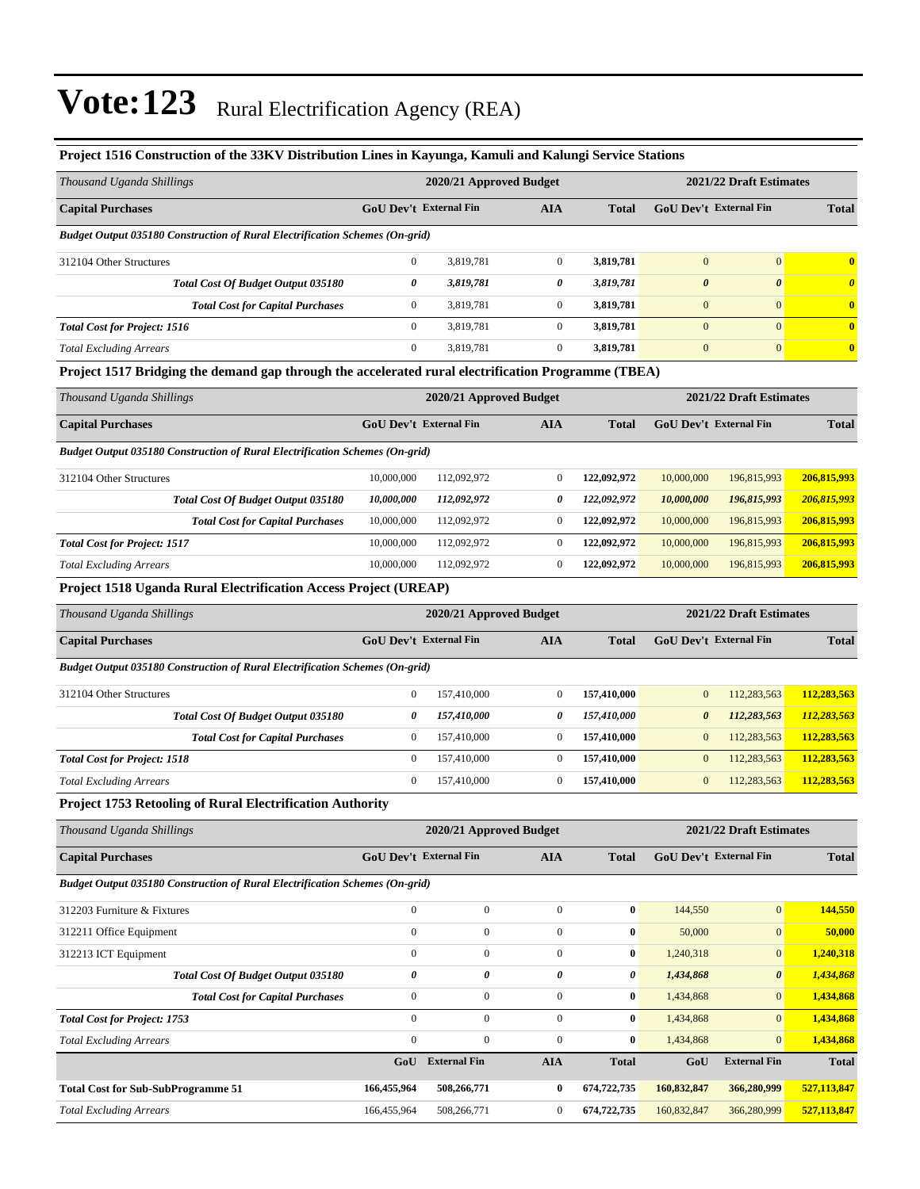# Vote:123 Rural Electrification Agency (REA)

### Project 1516 Construction of the 33KV Distribution Lines in Kayunga, Kamuli and Kalungi Service Stations

| *Thousand Uganda Shillings* | 2020/21 Approved Budget | | | | 2021/22 Draft Estimates | | |
|---|---|---|---|---|---|---|---|
| **Capital Purchases** | **GoU Dev't** | **External Fin** | **AIA** | **Total** | **GoU Dev't** | **External Fin** | **Total** |
| ***Budget Output 035180 Construction of Rural Electrification Schemes (On-grid)*** | | | | | | | |
| 312104 Other Structures | 0 | 3,819,781 | 0 | **3,819,781** | 0 | 0 | **0** |
| ***Total Cost Of Budget Output 035180*** | ***0*** | ***3,819,781*** | ***0*** | ***3,819,781*** | ***0*** | ***0*** | ***0*** |
| ***Total Cost for Capital Purchases*** | 0 | 3,819,781 | 0 | **3,819,781** | 0 | 0 | **0** |
| ***Total Cost for Project: 1516*** | 0 | 3,819,781 | 0 | **3,819,781** | 0 | 0 | **0** |
| *Total Excluding Arrears* | 0 | 3,819,781 | 0 | **3,819,781** | 0 | 0 | **0** |

### Project 1517 Bridging the demand gap through the accelerated rural electrification Programme (TBEA)

| *Thousand Uganda Shillings* | 2020/21 Approved Budget | | | | 2021/22 Draft Estimates | | |
|---|---|---|---|---|---|---|---|
| **Capital Purchases** | **GoU Dev't** | **External Fin** | **AIA** | **Total** | **GoU Dev't** | **External Fin** | **Total** |
| ***Budget Output 035180 Construction of Rural Electrification Schemes (On-grid)*** | | | | | | | |
| 312104 Other Structures | 10,000,000 | 112,092,972 | 0 | **122,092,972** | 10,000,000 | 196,815,993 | **206,815,993** |
| ***Total Cost Of Budget Output 035180*** | ***10,000,000*** | ***112,092,972*** | ***0*** | ***122,092,972*** | ***10,000,000*** | ***196,815,993*** | ***206,815,993*** |
| ***Total Cost for Capital Purchases*** | 10,000,000 | 112,092,972 | 0 | **122,092,972** | 10,000,000 | 196,815,993 | **206,815,993** |
| ***Total Cost for Project: 1517*** | 10,000,000 | 112,092,972 | 0 | **122,092,972** | 10,000,000 | 196,815,993 | **206,815,993** |
| *Total Excluding Arrears* | 10,000,000 | 112,092,972 | 0 | **122,092,972** | 10,000,000 | 196,815,993 | **206,815,993** |

### Project 1518 Uganda Rural Electrification Access Project (UREAP)

| *Thousand Uganda Shillings* | 2020/21 Approved Budget | | | | 2021/22 Draft Estimates | | |
|---|---|---|---|---|---|---|---|
| **Capital Purchases** | **GoU Dev't** | **External Fin** | **AIA** | **Total** | **GoU Dev't** | **External Fin** | **Total** |
| ***Budget Output 035180 Construction of Rural Electrification Schemes (On-grid)*** | | | | | | | |
| 312104 Other Structures | 0 | 157,410,000 | 0 | **157,410,000** | 0 | 112,283,563 | **112,283,563** |
| ***Total Cost Of Budget Output 035180*** | ***0*** | ***157,410,000*** | ***0*** | ***157,410,000*** | ***0*** | ***112,283,563*** | ***112,283,563*** |
| ***Total Cost for Capital Purchases*** | 0 | 157,410,000 | 0 | **157,410,000** | 0 | 112,283,563 | **112,283,563** |
| ***Total Cost for Project: 1518*** | 0 | 157,410,000 | 0 | **157,410,000** | 0 | 112,283,563 | **112,283,563** |
| *Total Excluding Arrears* | 0 | 157,410,000 | 0 | **157,410,000** | 0 | 112,283,563 | **112,283,563** |

### Project 1753 Retooling of Rural Electrification Authority

| *Thousand Uganda Shillings* | 2020/21 Approved Budget | | | | 2021/22 Draft Estimates | | |
|---|---|---|---|---|---|---|---|
| **Capital Purchases** | **GoU Dev't** | **External Fin** | **AIA** | **Total** | **GoU Dev't** | **External Fin** | **Total** |
| ***Budget Output 035180 Construction of Rural Electrification Schemes (On-grid)*** | | | | | | | |
| 312203 Furniture & Fixtures | 0 | 0 | 0 | **0** | 144,550 | 0 | **144,550** |
| 312211 Office Equipment | 0 | 0 | 0 | **0** | 50,000 | 0 | **50,000** |
| 312213 ICT Equipment | 0 | 0 | 0 | **0** | 1,240,318 | 0 | **1,240,318** |
| ***Total Cost Of Budget Output 035180*** | ***0*** | ***0*** | ***0*** | ***0*** | ***1,434,868*** | ***0*** | ***1,434,868*** |
| ***Total Cost for Capital Purchases*** | 0 | 0 | 0 | **0** | 1,434,868 | 0 | **1,434,868** |
| ***Total Cost for Project: 1753*** | 0 | 0 | 0 | **0** | 1,434,868 | 0 | **1,434,868** |
| *Total Excluding Arrears* | 0 | 0 | 0 | **0** | 1,434,868 | 0 | **1,434,868** |
| | **GoU** | **External Fin** | **AIA** | **Total** | **GoU** | **External Fin** | **Total** |
| **Total Cost for Sub-SubProgramme 51** | **166,455,964** | **508,266,771** | **0** | **674,722,735** | **160,832,847** | **366,280,999** | **527,113,847** |
| *Total Excluding Arrears* | 166,455,964 | 508,266,771 | 0 | **674,722,735** | 160,832,847 | 366,280,999 | **527,113,847** |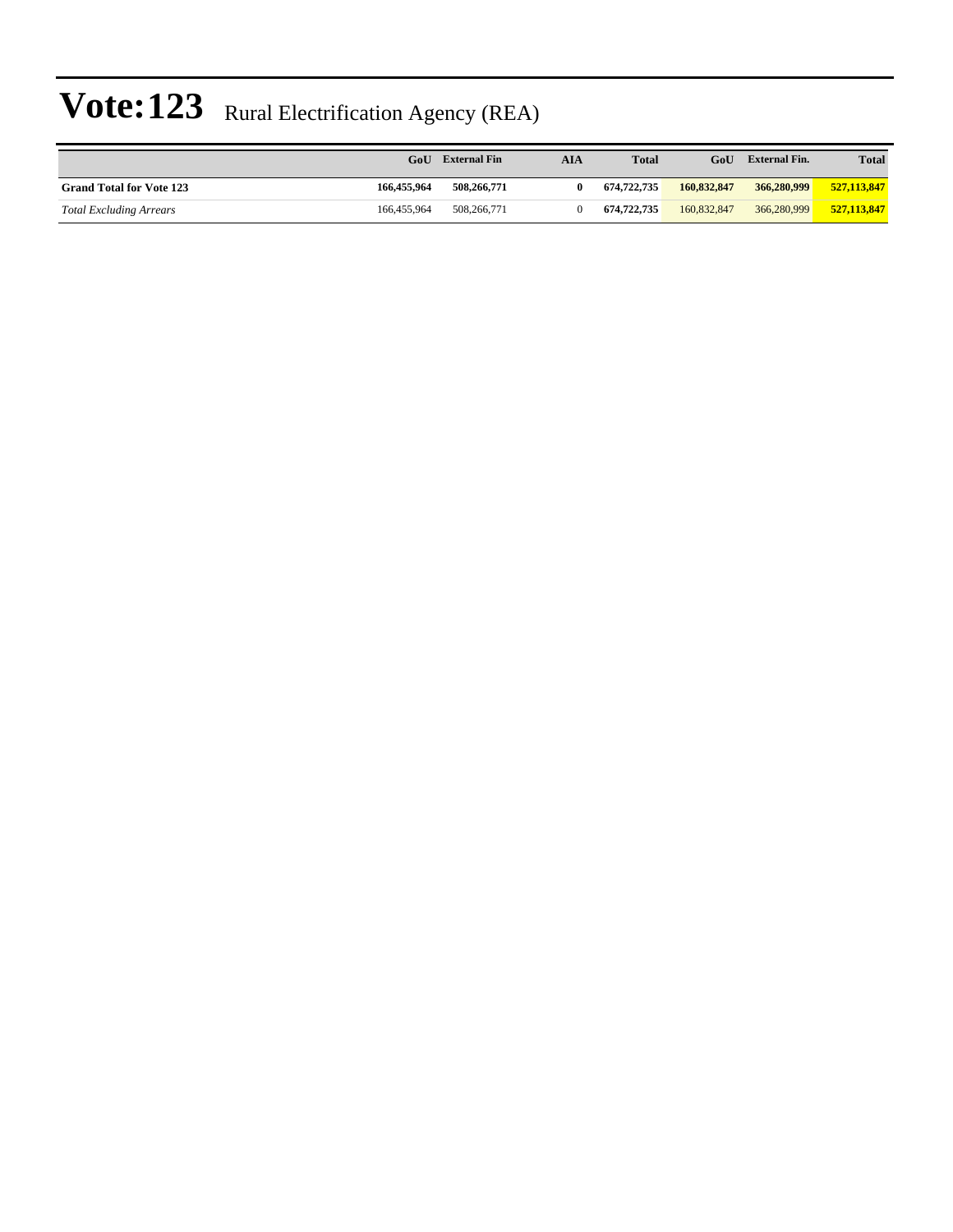# Vote:123 Rural Electrification Agency (REA)

| | GoU | External Fin | AIA | Total | GoU | External Fin. | Total |
|---|---|---|---|---|---|---|---|
| **Grand Total for Vote 123** | **166,455,964** | **508,266,771** | **0** | **674,722,735** | **160,832,847** | **366,280,999** | **527,113,847** |
| *Total Excluding Arrears* | 166,455,964 | 508,266,771 | 0 | **674,722,735** | 160,832,847 | 366,280,999 | **527,113,847** |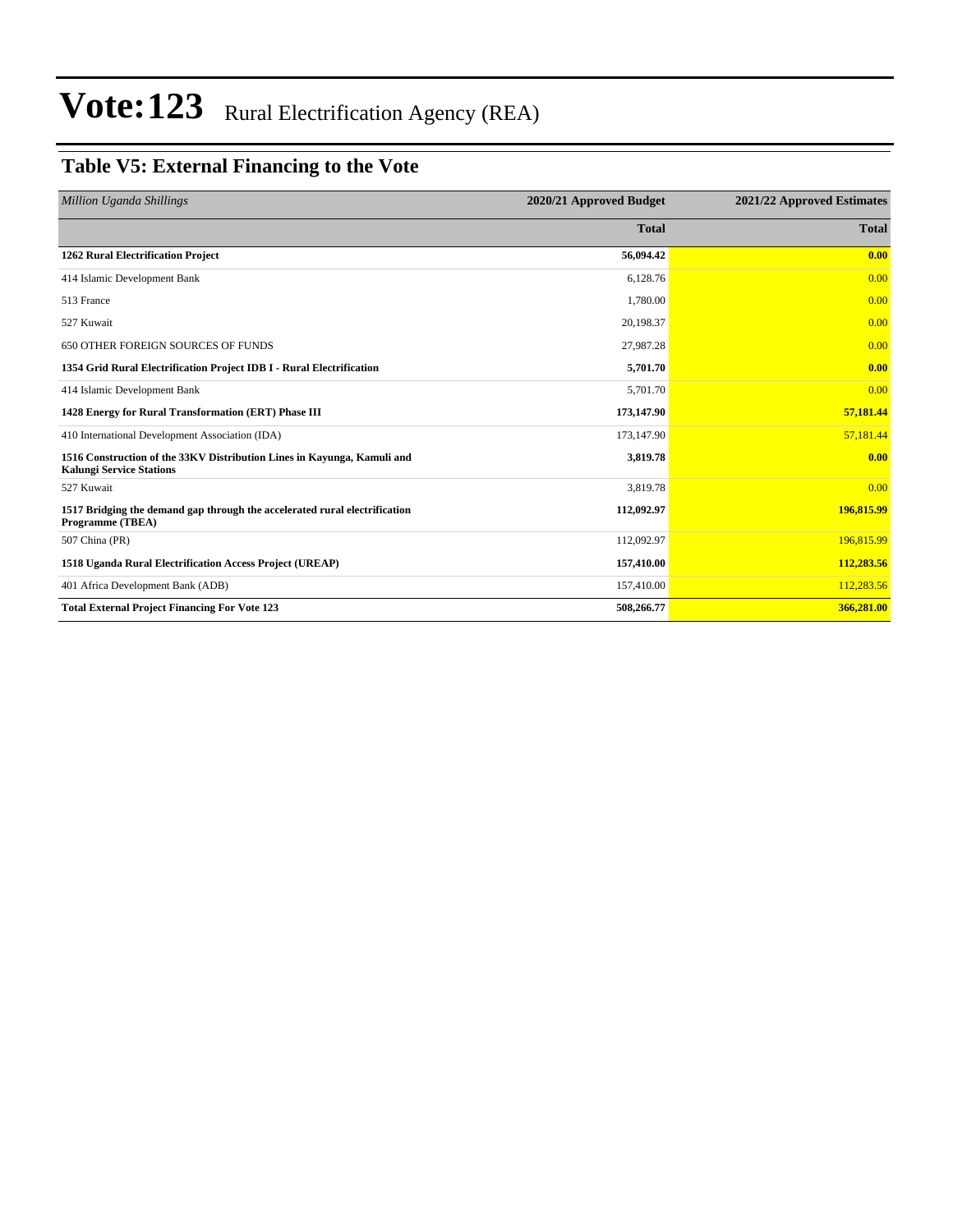# Vote:123 Rural Electrification Agency (REA)

## Table V5: External Financing to the Vote

| *Million Uganda Shillings* | 2020/21 Approved Budget | 2021/22 Approved Estimates |
|---|---|---|
| | **Total** | **Total** |
| **1262 Rural Electrification Project** | **56,094.42** | **0.00** |
| 414 Islamic Development Bank | 6,128.76 | 0.00 |
| 513 France | 1,780.00 | 0.00 |
| 527 Kuwait | 20,198.37 | 0.00 |
| 650 OTHER FOREIGN SOURCES OF FUNDS | 27,987.28 | 0.00 |
| **1354 Grid Rural Electrification Project IDB I - Rural Electrification** | **5,701.70** | **0.00** |
| 414 Islamic Development Bank | 5,701.70 | 0.00 |
| **1428 Energy for Rural Transformation (ERT) Phase III** | **173,147.90** | **57,181.44** |
| 410 International Development Association (IDA) | 173,147.90 | 57,181.44 |
| **1516 Construction of the 33KV Distribution Lines in Kayunga, Kamuli and Kalungi Service Stations** | **3,819.78** | **0.00** |
| 527 Kuwait | 3,819.78 | 0.00 |
| **1517 Bridging the demand gap through the accelerated rural electrification Programme (TBEA)** | **112,092.97** | **196,815.99** |
| 507 China (PR) | 112,092.97 | 196,815.99 |
| **1518 Uganda Rural Electrification Access Project (UREAP)** | **157,410.00** | **112,283.56** |
| 401 Africa Development Bank (ADB) | 157,410.00 | 112,283.56 |
| **Total External Project Financing For Vote 123** | **508,266.77** | **366,281.00** |